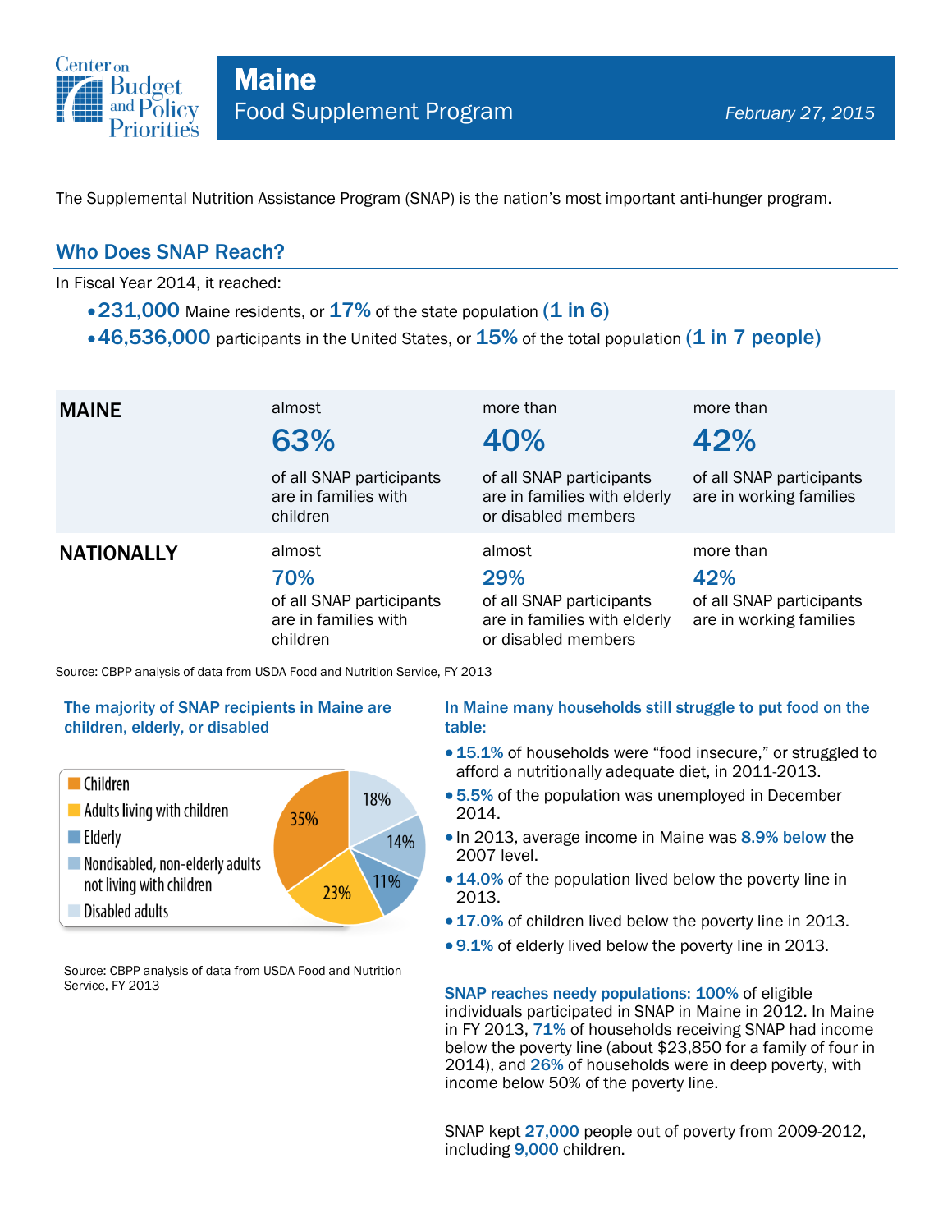# Maine

## Food Supplement Program

*February 27, 2015*

The Supplemental Nutrition Assistance Program (SNAP) is the nation's most important anti-hunger program.

## Who Does SNAP Reach?

In Fiscal Year 2014, it reached:

- **231,000** Maine residents, or **17%** of the state population **(1 in 6)**
- **46,536,000** participants in the United States, or **15%** of the total population **(1 in 7 people)**

| | | | |
|---|---|---|---|
| **MAINE** | almost **63%** of all SNAP participants are in families with children | more than **40%** of all SNAP participants are in families with elderly or disabled members | more than **42%** of all SNAP participants are in working families |
| **NATIONALLY** | almost **70%** of all SNAP participants are in families with children | almost **29%** of all SNAP participants are in families with elderly or disabled members | more than **42%** of all SNAP participants are in working families |

Source: CBPP analysis of data from USDA Food and Nutrition Service, FY 2013

### The majority of SNAP recipients in Maine are children, elderly, or disabled

| Group | Share |
|---|---|
| Children | 35% |
| Adults living with children | 23% |
| Elderly | 11% |
| Nondisabled, non-elderly adults not living with children | 14% |
| Disabled adults | 18% |

Source: CBPP analysis of data from USDA Food and Nutrition Service, FY 2013

### In Maine many households still struggle to put food on the table:

- **15.1%** of households were "food insecure," or struggled to afford a nutritionally adequate diet, in 2011-2013.
- **5.5%** of the population was unemployed in December 2014.
- In 2013, average income in Maine was **8.9% below** the 2007 level.
- **14.0%** of the population lived below the poverty line in 2013.
- **17.0%** of children lived below the poverty line in 2013.
- **9.1%** of elderly lived below the poverty line in 2013.

**SNAP reaches needy populations: 100%** of eligible individuals participated in SNAP in Maine in 2012. In Maine in FY 2013, **71%** of households receiving SNAP had income below the poverty line (about $23,850 for a family of four in 2014), and **26%** of households were in deep poverty, with income below 50% of the poverty line.

SNAP kept **27,000** people out of poverty from 2009-2012, including **9,000** children.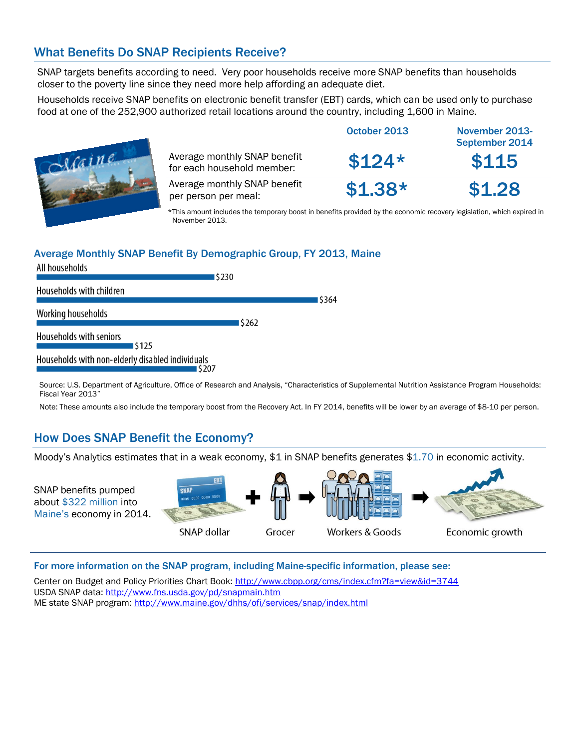## What Benefits Do SNAP Recipients Receive?

SNAP targets benefits according to need. Very poor households receive more SNAP benefits than households closer to the poverty line since they need more help affording an adequate diet.

Households receive SNAP benefits on electronic benefit transfer (EBT) cards, which can be used only to purchase food at one of the 252,900 authorized retail locations around the country, including 1,600 in Maine.

| | October 2013 | November 2013-September 2014 |
|---|---|---|
| Average monthly SNAP benefit for each household member: | $124* | $115 |
| Average monthly SNAP benefit per person per meal: | $1.38* | $1.28 |

*This amount includes the temporary boost in benefits provided by the economic recovery legislation, which expired in November 2013.

### Average Monthly SNAP Benefit By Demographic Group, FY 2013, Maine

All households
$230
Households with children
$364
Working households
$262
Households with seniors
$125
Households with non-elderly disabled individuals
$207

Source: U.S. Department of Agriculture, Office of Research and Analysis, "Characteristics of Supplemental Nutrition Assistance Program Households: Fiscal Year 2013"

Note: These amounts also include the temporary boost from the Recovery Act. In FY 2014, benefits will be lower by an average of $8-10 per person.

## How Does SNAP Benefit the Economy?

Moody's Analytics estimates that in a weak economy, $1 in SNAP benefits generates $1.70 in economic activity.

SNAP benefits pumped about $322 million into Maine's economy in 2014.

SNAP dollar + Grocer → Workers & Goods → Economic growth

### For more information on the SNAP program, including Maine-specific information, please see:

Center on Budget and Policy Priorities Chart Book: http://www.cbpp.org/cms/index.cfm?fa=view&id=3744
USDA SNAP data: http://www.fns.usda.gov/pd/snapmain.htm
ME state SNAP program: http://www.maine.gov/dhhs/ofi/services/snap/index.html